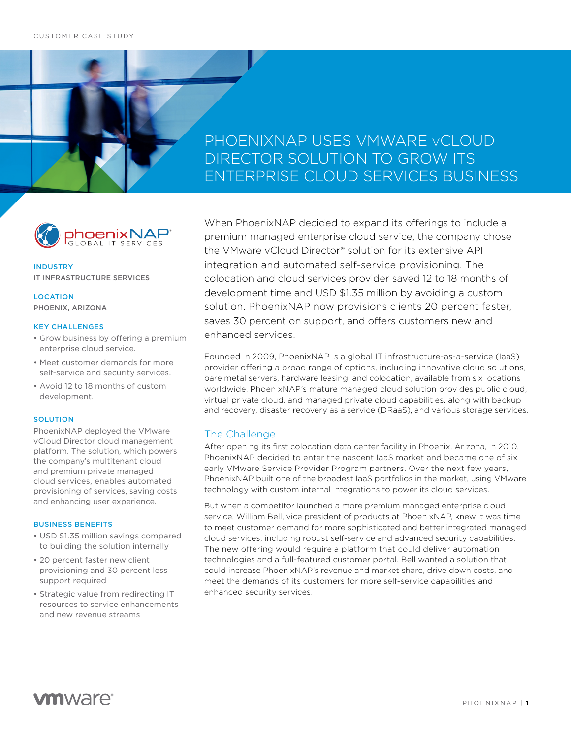CUSTOMER CASE STUDY

# PHOENIXNAP USES VMWARE vCLOUD DIRECTOR SOLUTION TO GROW ITS ENTERPRISE CLOUD SERVICES BUSINESS

phoenixNAP® GLOBAL IT SERVICES

**INDUSTRY**
IT INFRASTRUCTURE SERVICES

**LOCATION**
PHOENIX, ARIZONA

**KEY CHALLENGES**

- Grow business by offering a premium enterprise cloud service.
- Meet customer demands for more self-service and security services.
- Avoid 12 to 18 months of custom development.

**SOLUTION**

PhoenixNAP deployed the VMware vCloud Director cloud management platform. The solution, which powers the company's multitenant cloud and premium private managed cloud services, enables automated provisioning of services, saving costs and enhancing user experience.

**BUSINESS BENEFITS**

- USD $1.35 million savings compared to building the solution internally
- 20 percent faster new client provisioning and 30 percent less support required
- Strategic value from redirecting IT resources to service enhancements and new revenue streams

When PhoenixNAP decided to expand its offerings to include a premium managed enterprise cloud service, the company chose the VMware vCloud Director® solution for its extensive API integration and automated self-service provisioning. The colocation and cloud services provider saved 12 to 18 months of development time and USD $1.35 million by avoiding a custom solution. PhoenixNAP now provisions clients 20 percent faster, saves 30 percent on support, and offers customers new and enhanced services.

Founded in 2009, PhoenixNAP is a global IT infrastructure-as-a-service (IaaS) provider offering a broad range of options, including innovative cloud solutions, bare metal servers, hardware leasing, and colocation, available from six locations worldwide. PhoenixNAP's mature managed cloud solution provides public cloud, virtual private cloud, and managed private cloud capabilities, along with backup and recovery, disaster recovery as a service (DRaaS), and various storage services.

## The Challenge

After opening its first colocation data center facility in Phoenix, Arizona, in 2010, PhoenixNAP decided to enter the nascent IaaS market and became one of six early VMware Service Provider Program partners. Over the next few years, PhoenixNAP built one of the broadest IaaS portfolios in the market, using VMware technology with custom internal integrations to power its cloud services.

But when a competitor launched a more premium managed enterprise cloud service, William Bell, vice president of products at PhoenixNAP, knew it was time to meet customer demand for more sophisticated and better integrated managed cloud services, including robust self-service and advanced security capabilities. The new offering would require a platform that could deliver automation technologies and a full-featured customer portal. Bell wanted a solution that could increase PhoenixNAP's revenue and market share, drive down costs, and meet the demands of its customers for more self-service capabilities and enhanced security services.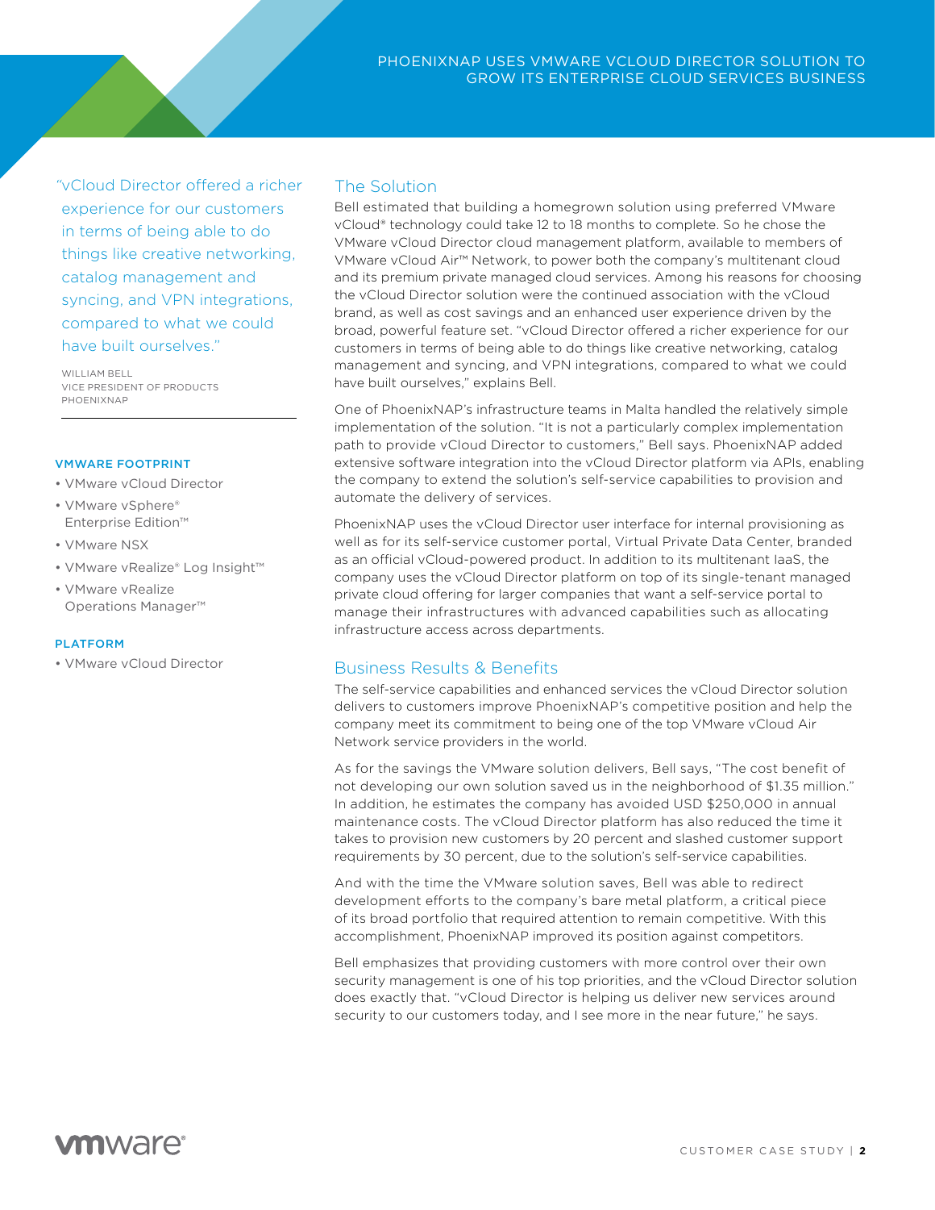> "vCloud Director offered a richer experience for our customers in terms of being able to do things like creative networking, catalog management and syncing, and VPN integrations, compared to what we could have built ourselves."
>
> WILLIAM BELL
> VICE PRESIDENT OF PRODUCTS
> PHOENIXNAP

**VMWARE FOOTPRINT**

- VMware vCloud Director
- VMware vSphere® Enterprise Edition™
- VMware NSX
- VMware vRealize® Log Insight™
- VMware vRealize Operations Manager™

**PLATFORM**

- VMware vCloud Director

## The Solution

Bell estimated that building a homegrown solution using preferred VMware vCloud® technology could take 12 to 18 months to complete. So he chose the VMware vCloud Director cloud management platform, available to members of VMware vCloud Air™ Network, to power both the company's multitenant cloud and its premium private managed cloud services. Among his reasons for choosing the vCloud Director solution were the continued association with the vCloud brand, as well as cost savings and an enhanced user experience driven by the broad, powerful feature set. "vCloud Director offered a richer experience for our customers in terms of being able to do things like creative networking, catalog management and syncing, and VPN integrations, compared to what we could have built ourselves," explains Bell.

One of PhoenixNAP's infrastructure teams in Malta handled the relatively simple implementation of the solution. "It is not a particularly complex implementation path to provide vCloud Director to customers," Bell says. PhoenixNAP added extensive software integration into the vCloud Director platform via APIs, enabling the company to extend the solution's self-service capabilities to provision and automate the delivery of services.

PhoenixNAP uses the vCloud Director user interface for internal provisioning as well as for its self-service customer portal, Virtual Private Data Center, branded as an official vCloud-powered product. In addition to its multitenant IaaS, the company uses the vCloud Director platform on top of its single-tenant managed private cloud offering for larger companies that want a self-service portal to manage their infrastructures with advanced capabilities such as allocating infrastructure access across departments.

## Business Results & Benefits

The self-service capabilities and enhanced services the vCloud Director solution delivers to customers improve PhoenixNAP's competitive position and help the company meet its commitment to being one of the top VMware vCloud Air Network service providers in the world.

As for the savings the VMware solution delivers, Bell says, "The cost benefit of not developing our own solution saved us in the neighborhood of $1.35 million." In addition, he estimates the company has avoided USD $250,000 in annual maintenance costs. The vCloud Director platform has also reduced the time it takes to provision new customers by 20 percent and slashed customer support requirements by 30 percent, due to the solution's self-service capabilities.

And with the time the VMware solution saves, Bell was able to redirect development efforts to the company's bare metal platform, a critical piece of its broad portfolio that required attention to remain competitive. With this accomplishment, PhoenixNAP improved its position against competitors.

Bell emphasizes that providing customers with more control over their own security management is one of his top priorities, and the vCloud Director solution does exactly that. "vCloud Director is helping us deliver new services around security to our customers today, and I see more in the near future," he says.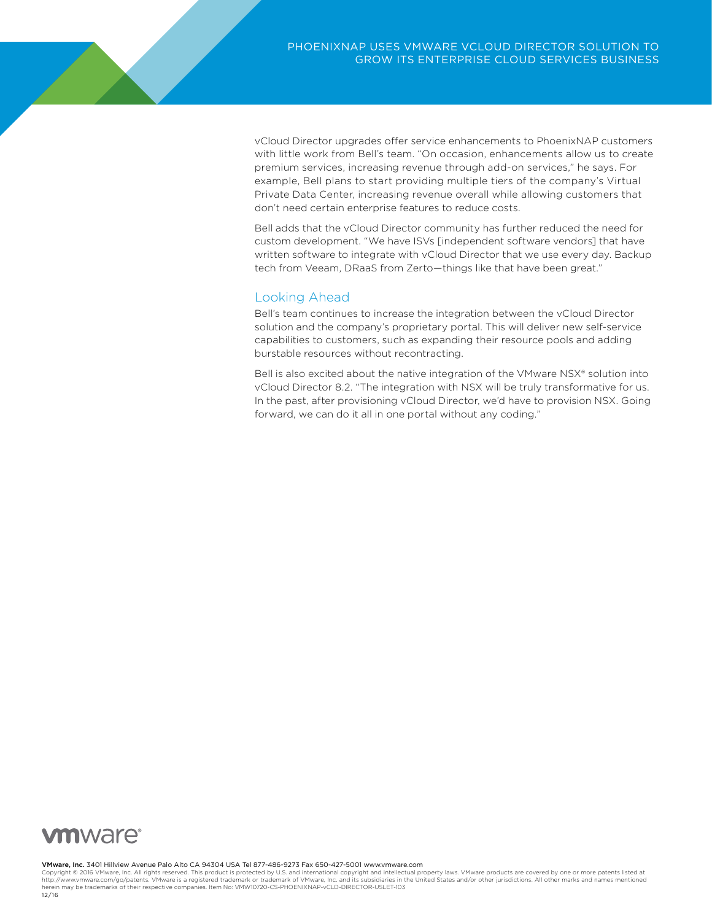vCloud Director upgrades offer service enhancements to PhoenixNAP customers with little work from Bell's team. "On occasion, enhancements allow us to create premium services, increasing revenue through add-on services," he says. For example, Bell plans to start providing multiple tiers of the company's Virtual Private Data Center, increasing revenue overall while allowing customers that don't need certain enterprise features to reduce costs.

Bell adds that the vCloud Director community has further reduced the need for custom development. "We have ISVs [independent software vendors] that have written software to integrate with vCloud Director that we use every day. Backup tech from Veeam, DRaaS from Zerto—things like that have been great."

## Looking Ahead

Bell's team continues to increase the integration between the vCloud Director solution and the company's proprietary portal. This will deliver new self-service capabilities to customers, such as expanding their resource pools and adding burstable resources without recontracting.

Bell is also excited about the native integration of the VMware NSX® solution into vCloud Director 8.2. "The integration with NSX will be truly transformative for us. In the past, after provisioning vCloud Director, we'd have to provision NSX. Going forward, we can do it all in one portal without any coding."

**VMware, Inc.** 3401 Hillview Avenue Palo Alto CA 94304 USA Tel 877-486-9273 Fax 650-427-5001 www.vmware.com
Copyright © 2016 VMware, Inc. All rights reserved. This product is protected by U.S. and international copyright and intellectual property laws. VMware products are covered by one or more patents listed at http://www.vmware.com/go/patents. VMware is a registered trademark or trademark of VMware, Inc. and its subsidiaries in the United States and/or other jurisdictions. All other marks and names mentioned herein may be trademarks of their respective companies. Item No: VMW10720-CS-PHOENIXNAP-vCLD-DIRECTOR-USLET-103
12/16